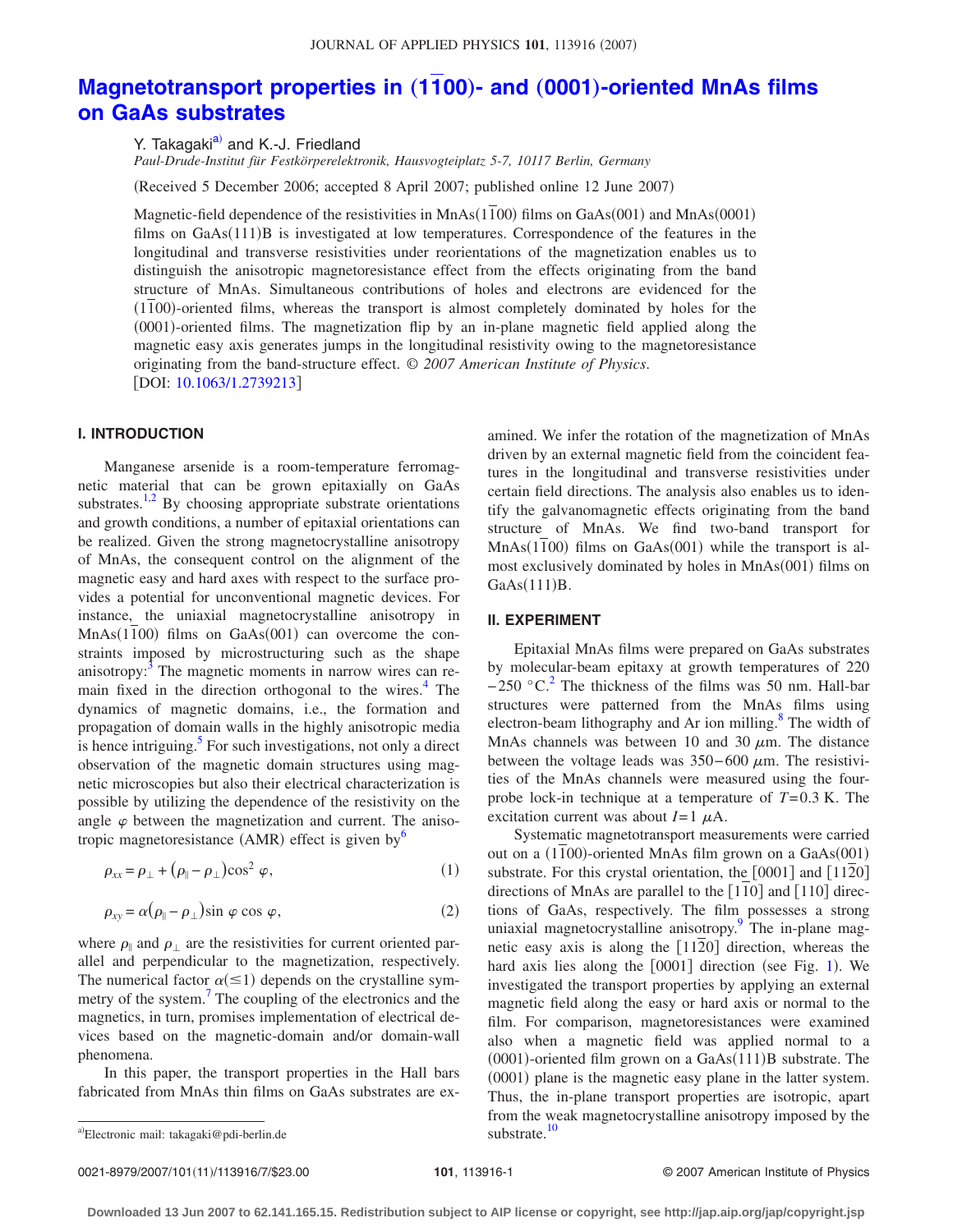# Magnetotransport properties in $(1\bar{1}00)$- and (0001)-oriented MnAs films on GaAs substrates

Y. Takagaki[a] and K.-J. Friedland

*Paul-Drude-Institut für Festkörperelektronik, Hausvogteiplatz 5-7, 10117 Berlin, Germany*

(Received 5 December 2006; accepted 8 April 2007; published online 12 June 2007)

Magnetic-field dependence of the resistivities in $\mathrm{MnAs}(1\bar{1}00)$ films on GaAs(001) and MnAs(0001) films on GaAs(111)B is investigated at low temperatures. Correspondence of the features in the longitudinal and transverse resistivities under reorientations of the magnetization enables us to distinguish the anisotropic magnetoresistance effect from the effects originating from the band structure of MnAs. Simultaneous contributions of holes and electrons are evidenced for the $(1\bar{1}00)$-oriented films, whereas the transport is almost completely dominated by holes for the (0001)-oriented films. The magnetization flip by an in-plane magnetic field applied along the magnetic easy axis generates jumps in the longitudinal resistivity owing to the magnetoresistance originating from the band-structure effect. *© 2007 American Institute of Physics.* [DOI: 10.1063/1.2739213]

## I. INTRODUCTION

Manganese arsenide is a room-temperature ferromagnetic material that can be grown epitaxially on GaAs substrates.[1,2] By choosing appropriate substrate orientations and growth conditions, a number of epitaxial orientations can be realized. Given the strong magnetocrystalline anisotropy of MnAs, the consequent control on the alignment of the magnetic easy and hard axes with respect to the surface provides a potential for unconventional magnetic devices. For instance, the uniaxial magnetocrystalline anisotropy in $\mathrm{MnAs}(1\bar{1}00)$ films on GaAs(001) can overcome the constraints imposed by microstructuring such as the shape anisotropy:[3] The magnetic moments in narrow wires can remain fixed in the direction orthogonal to the wires.[4] The dynamics of magnetic domains, i.e., the formation and propagation of domain walls in the highly anisotropic media is hence intriguing.[5] For such investigations, not only a direct observation of the magnetic domain structures using magnetic microscopies but also their electrical characterization is possible by utilizing the dependence of the resistivity on the angle $\varphi$ between the magnetization and current. The anisotropic magnetoresistance (AMR) effect is given by[6]

$$\rho_{xx} = \rho_{\perp} + (\rho_{\parallel} - \rho_{\perp})\cos^2\varphi, \tag{1}$$

$$\rho_{xy} = \alpha(\rho_{\parallel} - \rho_{\perp})\sin\varphi\cos\varphi, \tag{2}$$

where $\rho_{\parallel}$ and $\rho_{\perp}$ are the resistivities for current oriented parallel and perpendicular to the magnetization, respectively. The numerical factor $\alpha(\leq 1)$ depends on the crystalline symmetry of the system.[7] The coupling of the electronics and the magnetics, in turn, promises implementation of electrical devices based on the magnetic-domain and/or domain-wall phenomena.

In this paper, the transport properties in the Hall bars fabricated from MnAs thin films on GaAs substrates are examined. We infer the rotation of the magnetization of MnAs driven by an external magnetic field from the coincident features in the longitudinal and transverse resistivities under certain field directions. The analysis also enables us to identify the galvanomagnetic effects originating from the band structure of MnAs. We find two-band transport for $\mathrm{MnAs}(1\bar{1}00)$ films on GaAs(001) while the transport is almost exclusively dominated by holes in MnAs(001) films on GaAs(111)B.

## II. EXPERIMENT

Epitaxial MnAs films were prepared on GaAs substrates by molecular-beam epitaxy at growth temperatures of 220–250 °C.[2] The thickness of the films was 50 nm. Hall-bar structures were patterned from the MnAs films using electron-beam lithography and Ar ion milling.[8] The width of MnAs channels was between 10 and 30 $\mu$m. The distance between the voltage leads was 350–600 $\mu$m. The resistivities of the MnAs channels were measured using the four-probe lock-in technique at a temperature of $T=0.3$ K. The excitation current was about $I=1$ $\mu$A.

Systematic magnetotransport measurements were carried out on a $(1\bar{1}00)$-oriented MnAs film grown on a GaAs(001) substrate. For this crystal orientation, the [0001] and $[11\bar{2}0]$ directions of MnAs are parallel to the $[1\bar{1}0]$ and [110] directions of GaAs, respectively. The film possesses a strong uniaxial magnetocrystalline anisotropy.[9] The in-plane magnetic easy axis is along the $[11\bar{2}0]$ direction, whereas the hard axis lies along the [0001] direction (see Fig. 1). We investigated the transport properties by applying an external magnetic field along the easy or hard axis or normal to the film. For comparison, magnetoresistances were examined also when a magnetic field was applied normal to a (0001)-oriented film grown on a GaAs(111)B substrate. The (0001) plane is the magnetic easy plane in the latter system. Thus, the in-plane transport properties are isotropic, apart from the weak magnetocrystalline anisotropy imposed by the substrate.[10]

[a]Electronic mail: takagaki@pdi-berlin.de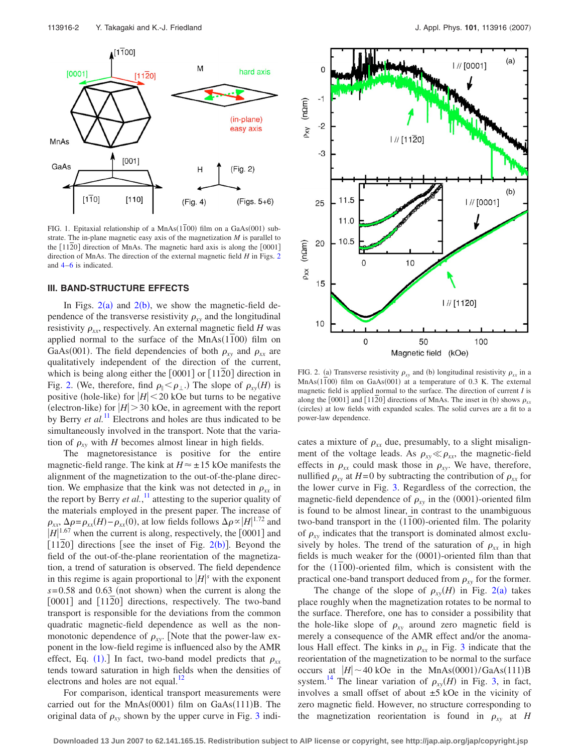FIG. 1. Epitaxial relationship of a MnAs(1$\bar{1}$00) film on a GaAs(001) substrate. The in-plane magnetic easy axis of the magnetization $M$ is parallel to the [11$\bar{2}$0] direction of MnAs. The magnetic hard axis is along the [0001] direction of MnAs. The direction of the external magnetic field $H$ in Figs. 2 and 4–6 is indicated.

## III. BAND-STRUCTURE EFFECTS

In Figs. 2(a) and 2(b), we show the magnetic-field dependence of the transverse resistivity $\rho_{xy}$ and the longitudinal resistivity $\rho_{xx}$, respectively. An external magnetic field $H$ was applied normal to the MnAs(1$\bar{1}$00) film on GaAs(001). The field dependencies of both $\rho_{xy}$ and $\rho_{xx}$ are qualitatively independent of the direction of the current, which is being along either the [0001] or [11$\bar{2}$0] direction in Fig. 2. (We, therefore, find $\rho_{\parallel} < \rho_{\perp}$.) The slope of $\rho_{xy}(H)$ is positive (hole-like) for $|H| < 20$ kOe but turns to be negative (electron-like) for $|H| > 30$ kOe, in agreement with the report by Berry *et al.*[11] Electrons and holes are thus indicated to be simultaneously involved in the transport. Note that the variation of $\rho_{xy}$ with $H$ becomes almost linear in high fields.

The magnetoresistance is positive for the entire magnetic-field range. The kink at $H \approx \pm 15$ kOe manifests the alignment of the magnetization to the out-of-the-plane direction. We emphasize that the kink was not detected in $\rho_{xx}$ in the report by Berry *et al.*,[11] attesting to the superior quality of the materials employed in the present paper. The increase of $\rho_{xx}$, $\Delta\rho = \rho_{xx}(H) - \rho_{xx}(0)$, at low fields follows $\Delta\rho \propto |H|^{1.72}$ and $|H|^{1.67}$ when the current is along, respectively, the [0001] and [11$\bar{2}$0] directions [see the inset of Fig. 2(b)]. Beyond the field of the out-of-the-plane reorientation of the magnetization, a trend of saturation is observed. The field dependence in this regime is again proportional to $|H|^s$ with the exponent $s = 0.58$ and 0.63 (not shown) when the current is along the [0001] and [11$\bar{2}$0] directions, respectively. The two-band transport is responsible for the deviations from the common quadratic magnetic-field dependence as well as the non-monotonic dependence of $\rho_{xy}$. [Note that the power-law exponent in the low-field regime is influenced also by the AMR effect, Eq. (1).] In fact, two-band model predicts that $\rho_{xx}$ tends toward saturation in high fields when the densities of electrons and holes are not equal.[12]

For comparison, identical transport measurements were carried out for the MnAs(0001) film on GaAs(111)B. The original data of $\rho_{xy}$ shown by the upper curve in Fig. 3 indicates a mixture of $\rho_{xx}$ due, presumably, to a slight misalignment of the voltage leads. As $\rho_{xy} \ll \rho_{xx}$, the magnetic-field effects in $\rho_{xx}$ could mask those in $\rho_{xy}$. We have, therefore, nullified $\rho_{xy}$ at $H = 0$ by subtracting the contribution of $\rho_{xx}$ for the lower curve in Fig. 3. Regardless of the correction, the magnetic-field dependence of $\rho_{xy}$ in the (0001)-oriented film is found to be almost linear, in contrast to the unambiguous two-band transport in the (1$\bar{1}$00)-oriented film. The polarity of $\rho_{xy}$ indicates that the transport is dominated almost exclusively by holes. The trend of the saturation of $\rho_{xx}$ in high fields is much weaker for the (0001)-oriented film than that for the (1$\bar{1}$00)-oriented film, which is consistent with the practical one-band transport deduced from $\rho_{xy}$ for the former.

FIG. 2. (a) Transverse resistivity $\rho_{xy}$ and (b) longitudinal resistivity $\rho_{xx}$ in a MnAs(1$\bar{1}$00) film on GaAs(001) at a temperature of 0.3 K. The external magnetic field is applied normal to the surface. The direction of current $I$ is along the [0001] and [11$\bar{2}$0] directions of MnAs. The inset in (b) shows $\rho_{xx}$ (circles) at low fields with expanded scales. The solid curves are a fit to a power-law dependence.

The change of the slope of $\rho_{xy}(H)$ in Fig. 2(a) takes place roughly when the magnetization rotates to be normal to the surface. Therefore, one has to consider a possibility that the hole-like slope of $\rho_{xy}$ around zero magnetic field is merely a consequence of the AMR effect and/or the anomalous Hall effect. The kinks in $\rho_{xx}$ in Fig. 3 indicate that the reorientation of the magnetization to be normal to the surface occurs at $|H| \sim 40$ kOe in the MnAs(0001)/GaAs(111)B system.[14] The linear variation of $\rho_{xy}(H)$ in Fig. 3, in fact, involves a small offset of about $\pm 5$ kOe in the vicinity of zero magnetic field. However, no structure corresponding to the magnetization reorientation is found in $\rho_{xy}$ at $H$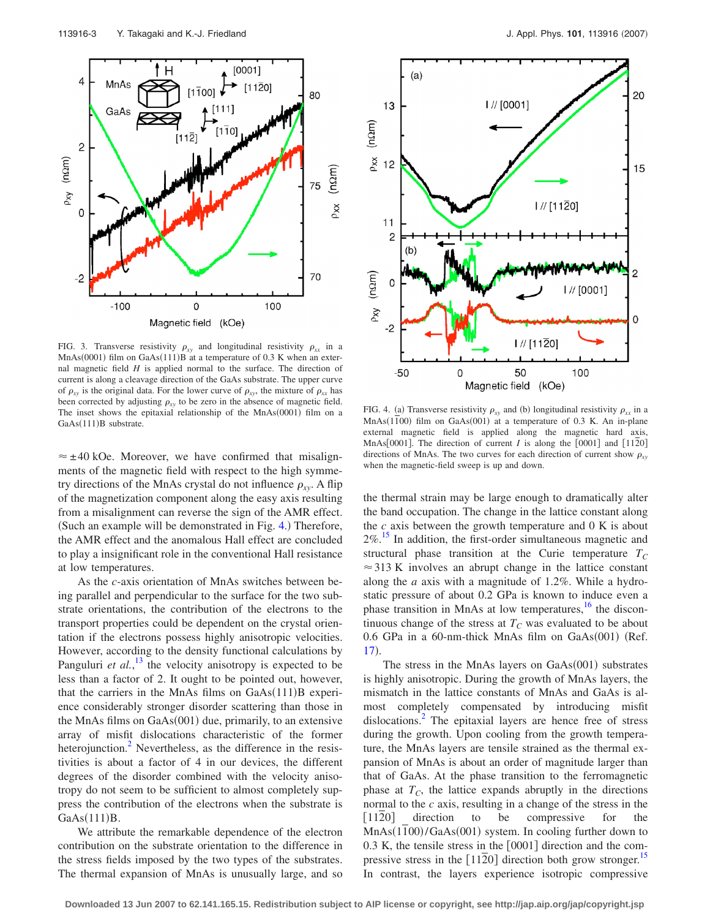FIG. 3. Transverse resistivity $\rho_{xy}$ and longitudinal resistivity $\rho_{xx}$ in a MnAs(0001) film on GaAs(111)B at a temperature of 0.3 K when an external magnetic field $H$ is applied normal to the surface. The direction of current is along a cleavage direction of the GaAs substrate. The upper curve of $\rho_{xy}$ is the original data. For the lower curve of $\rho_{xy}$, the mixture of $\rho_{xx}$ has been corrected by adjusting $\rho_{xy}$ to be zero in the absence of magnetic field. The inset shows the epitaxial relationship of the MnAs(0001) film on a GaAs(111)B substrate.

FIG. 4. (a) Transverse resistivity $\rho_{xy}$ and (b) longitudinal resistivity $\rho_{xx}$ in a MnAs(1$\bar{1}$00) film on GaAs(001) at a temperature of 0.3 K. An in-plane external magnetic field is applied along the magnetic hard axis, MnAs[0001]. The direction of current $I$ is along the [0001] and [11$\bar{2}$0] directions of MnAs. The two curves for each direction of current show $\rho_{xy}$ when the magnetic-field sweep is up and down.

$\approx \pm 40$ kOe. Moreover, we have confirmed that misalignments of the magnetic field with respect to the high symmetry directions of the MnAs crystal do not influence $\rho_{xy}$. A flip of the magnetization component along the easy axis resulting from a misalignment can reverse the sign of the AMR effect. (Such an example will be demonstrated in Fig. 4.) Therefore, the AMR effect and the anomalous Hall effect are concluded to play a insignificant role in the conventional Hall resistance at low temperatures.

As the $c$-axis orientation of MnAs switches between being parallel and perpendicular to the surface for the two substrate orientations, the contribution of the electrons to the transport properties could be dependent on the crystal orientation if the electrons possess highly anisotropic velocities. However, according to the density functional calculations by Panguluri *et al.*,[13] the velocity anisotropy is expected to be less than a factor of 2. It ought to be pointed out, however, that the carriers in the MnAs films on GaAs(111)B experience considerably stronger disorder scattering than those in the MnAs films on GaAs(001) due, primarily, to an extensive array of misfit dislocations characteristic of the former heterojunction.[2] Nevertheless, as the difference in the resistivities is about a factor of 4 in our devices, the different degrees of the disorder combined with the velocity anisotropy do not seem to be sufficient to almost completely suppress the contribution of the electrons when the substrate is GaAs(111)B.

We attribute the remarkable dependence of the electron contribution on the substrate orientation to the difference in the stress fields imposed by the two types of the substrates. The thermal expansion of MnAs is unusually large, and so the thermal strain may be large enough to dramatically alter the band occupation. The change in the lattice constant along the $c$ axis between the growth temperature and 0 K is about 2%.[15] In addition, the first-order simultaneous magnetic and structural phase transition at the Curie temperature $T_C \approx 313$ K involves an abrupt change in the lattice constant along the $a$ axis with a magnitude of 1.2%. While a hydrostatic pressure of about 0.2 GPa is known to induce even a phase transition in MnAs at low temperatures,[16] the discontinuous change of the stress at $T_C$ was evaluated to be about 0.6 GPa in a 60-nm-thick MnAs film on GaAs(001) (Ref. 17).

The stress in the MnAs layers on GaAs(001) substrates is highly anisotropic. During the growth of MnAs layers, the mismatch in the lattice constants of MnAs and GaAs is almost completely compensated by introducing misfit dislocations.[2] The epitaxial layers are hence free of stress during the growth. Upon cooling from the growth temperature, the MnAs layers are tensile strained as the thermal expansion of MnAs is about an order of magnitude larger than that of GaAs. At the phase transition to the ferromagnetic phase at $T_C$, the lattice expands abruptly in the directions normal to the $c$ axis, resulting in a change of the stress in the [11$\bar{2}$0] direction to be compressive for the MnAs(1$\bar{1}$00)/GaAs(001) system. In cooling further down to 0.3 K, the tensile stress in the [0001] direction and the compressive stress in the [11$\bar{2}$0] direction both grow stronger.[15] In contrast, the layers experience isotropic compressive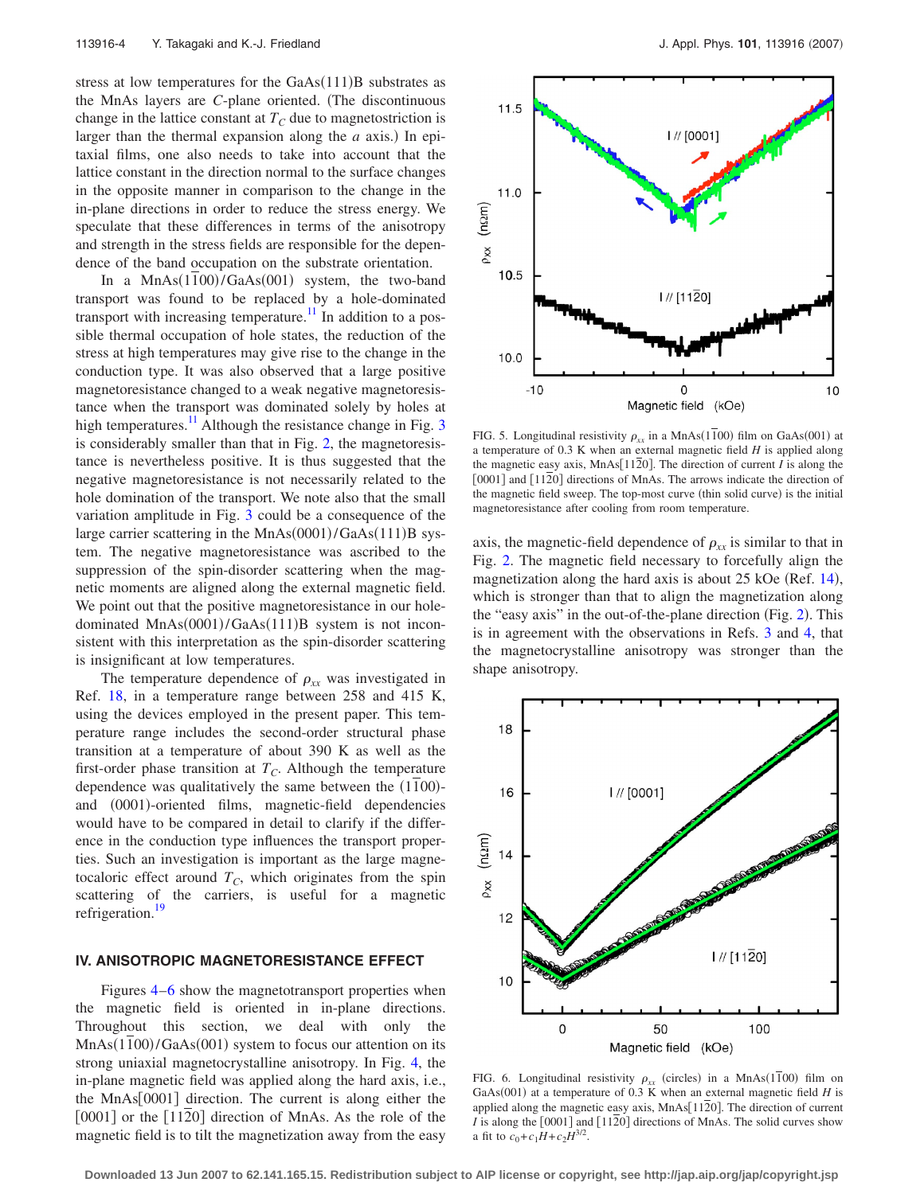stress at low temperatures for the GaAs(111)B substrates as the MnAs layers are $C$-plane oriented. (The discontinuous change in the lattice constant at $T_C$ due to magnetostriction is larger than the thermal expansion along the $a$ axis.) In epitaxial films, one also needs to take into account that the lattice constant in the direction normal to the surface changes in the opposite manner in comparison to the change in the in-plane directions in order to reduce the stress energy. We speculate that these differences in terms of the anisotropy and strength in the stress fields are responsible for the dependence of the band occupation on the substrate orientation.

In a MnAs$(1\bar{1}00)$/GaAs(001) system, the two-band transport was found to be replaced by a hole-dominated transport with increasing temperature.[11] In addition to a possible thermal occupation of hole states, the reduction of the stress at high temperatures may give rise to the change in the conduction type. It was also observed that a large positive magnetoresistance changed to a weak negative magnetoresistance when the transport was dominated solely by holes at high temperatures.[11] Although the resistance change in Fig. 3 is considerably smaller than that in Fig. 2, the magnetoresistance is nevertheless positive. It is thus suggested that the negative magnetoresistance is not necessarily related to the hole domination of the transport. We note also that the small variation amplitude in Fig. 3 could be a consequence of the large carrier scattering in the MnAs(0001)/GaAs(111)B system. The negative magnetoresistance was ascribed to the suppression of the spin-disorder scattering when the magnetic moments are aligned along the external magnetic field. We point out that the positive magnetoresistance in our hole-dominated MnAs(0001)/GaAs(111)B system is not inconsistent with this interpretation as the spin-disorder scattering is insignificant at low temperatures.

The temperature dependence of $\rho_{xx}$ was investigated in Ref. 18, in a temperature range between 258 and 415 K, using the devices employed in the present paper. This temperature range includes the second-order structural phase transition at a temperature of about 390 K as well as the first-order phase transition at $T_C$. Although the temperature dependence was qualitatively the same between the $(1\bar{1}00)$- and (0001)-oriented films, magnetic-field dependencies would have to be compared in detail to clarify if the difference in the conduction type influences the transport properties. Such an investigation is important as the large magnetocaloric effect around $T_C$, which originates from the spin scattering of the carriers, is useful for a magnetic refrigeration.[19]

## IV. ANISOTROPIC MAGNETORESISTANCE EFFECT

Figures 4–6 show the magnetotransport properties when the magnetic field is oriented in in-plane directions. Throughout this section, we deal with only the MnAs$(1\bar{1}00)$/GaAs(001) system to focus our attention on its strong uniaxial magnetocrystalline anisotropy. In Fig. 4, the in-plane magnetic field was applied along the hard axis, i.e., the MnAs[0001] direction. The current is along either the [0001] or the $[11\bar{2}0]$ direction of MnAs. As the role of the magnetic field is to tilt the magnetization away from the easy axis, the magnetic-field dependence of $\rho_{xx}$ is similar to that in Fig. 2. The magnetic field necessary to forcefully align the magnetization along the hard axis is about 25 kOe (Ref. 14), which is stronger than that to align the magnetization along the "easy axis" in the out-of-the-plane direction (Fig. 2). This is in agreement with the observations in Refs. 3 and 4, that the magnetocrystalline anisotropy was stronger than the shape anisotropy.

FIG. 5. Longitudinal resistivity $\rho_{xx}$ in a MnAs$(1\bar{1}00)$ film on GaAs(001) at a temperature of 0.3 K when an external magnetic field $H$ is applied along the magnetic easy axis, MnAs$[11\bar{2}0]$. The direction of current $I$ is along the [0001] and $[11\bar{2}0]$ directions of MnAs. The arrows indicate the direction of the magnetic field sweep. The top-most curve (thin solid curve) is the initial magnetoresistance after cooling from room temperature.

FIG. 6. Longitudinal resistivity $\rho_{xx}$ (circles) in a MnAs$(1\bar{1}00)$ film on GaAs(001) at a temperature of 0.3 K when an external magnetic field $H$ is applied along the magnetic easy axis, MnAs$[11\bar{2}0]$. The direction of current $I$ is along the [0001] and $[11\bar{2}0]$ directions of MnAs. The solid curves show a fit to $c_0+c_1H+c_2H^{3/2}$.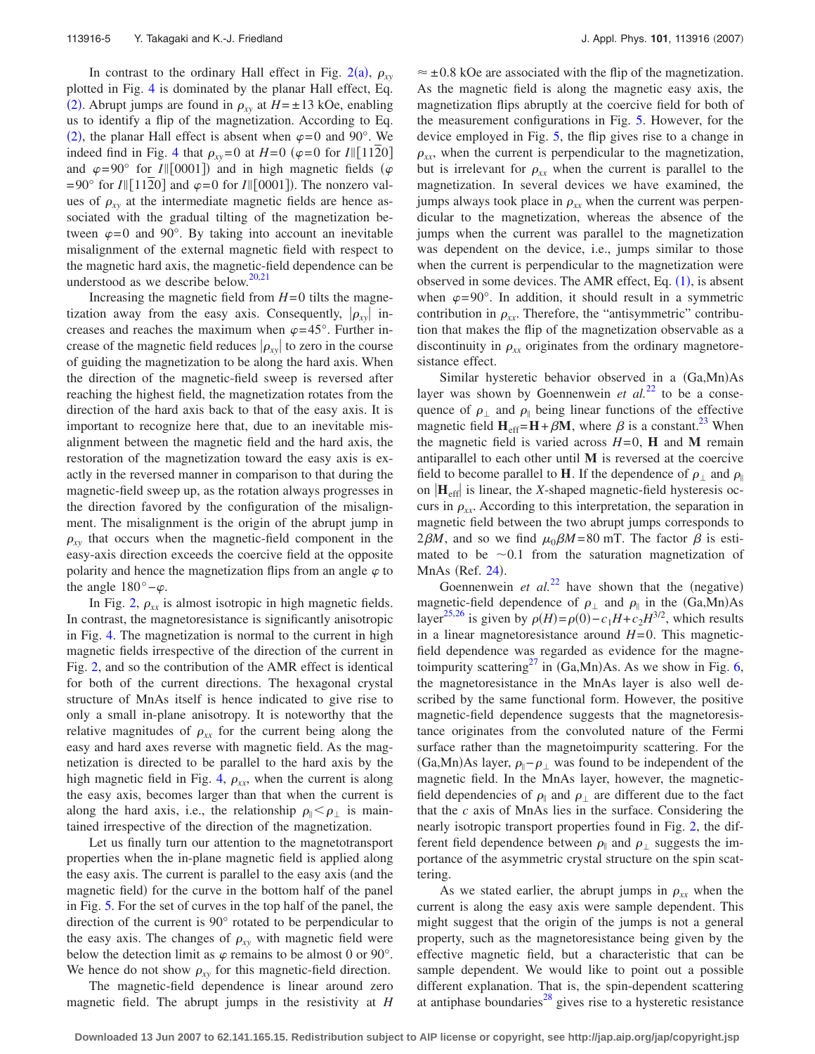In contrast to the ordinary Hall effect in Fig. 2(a), $\rho_{xy}$ plotted in Fig. 4 is dominated by the planar Hall effect, Eq. (2). Abrupt jumps are found in $\rho_{xy}$ at $H=\pm 13$ kOe, enabling us to identify a flip of the magnetization. According to Eq. (2), the planar Hall effect is absent when $\varphi=0$ and 90°. We indeed find in Fig. 4 that $\rho_{xy}=0$ at $H=0$ ($\varphi=0$ for $I\parallel[11\bar{2}0]$ and $\varphi=90°$ for $I\parallel[0001]$) and in high magnetic fields ($\varphi=90°$ for $I\parallel[11\bar{2}0]$ and $\varphi=0$ for $I\parallel[0001]$). The nonzero values of $\rho_{xy}$ at the intermediate magnetic fields are hence associated with the gradual tilting of the magnetization between $\varphi=0$ and 90°. By taking into account an inevitable misalignment of the external magnetic field with respect to the magnetic hard axis, the magnetic-field dependence can be understood as we describe below.[20,21]

Increasing the magnetic field from $H=0$ tilts the magnetization away from the easy axis. Consequently, $|\rho_{xy}|$ increases and reaches the maximum when $\varphi=45°$. Further increase of the magnetic field reduces $|\rho_{xy}|$ to zero in the course of guiding the magnetization to be along the hard axis. When the direction of the magnetic-field sweep is reversed after reaching the highest field, the magnetization rotates from the direction of the hard axis back to that of the easy axis. It is important to recognize here that, due to an inevitable misalignment between the magnetic field and the hard axis, the restoration of the magnetization toward the easy axis is exactly in the reversed manner in comparison to that during the magnetic-field sweep up, as the rotation always progresses in the direction favored by the configuration of the misalignment. The misalignment is the origin of the abrupt jump in $\rho_{xy}$ that occurs when the magnetic-field component in the easy-axis direction exceeds the coercive field at the opposite polarity and hence the magnetization flips from an angle $\varphi$ to the angle $180°-\varphi$.

In Fig. 2, $\rho_{xx}$ is almost isotropic in high magnetic fields. In contrast, the magnetoresistance is significantly anisotropic in Fig. 4. The magnetization is normal to the current in high magnetic fields irrespective of the direction of the current in Fig. 2, and so the contribution of the AMR effect is identical for both of the current directions. The hexagonal crystal structure of MnAs itself is hence indicated to give rise to only a small in-plane anisotropy. It is noteworthy that the relative magnitudes of $\rho_{xx}$ for the current being along the easy and hard axes reverse with magnetic field. As the magnetization is directed to be parallel to the hard axis by the high magnetic field in Fig. 4, $\rho_{xx}$, when the current is along the easy axis, becomes larger than that when the current is along the hard axis, i.e., the relationship $\rho_{\parallel}<\rho_{\perp}$ is maintained irrespective of the direction of the magnetization.

Let us finally turn our attention to the magnetotransport properties when the in-plane magnetic field is applied along the easy axis. The current is parallel to the easy axis (and the magnetic field) for the curve in the bottom half of the panel in Fig. 5. For the set of curves in the top half of the panel, the direction of the current is 90° rotated to be perpendicular to the easy axis. The changes of $\rho_{xy}$ with magnetic field were below the detection limit as $\varphi$ remains to be almost 0 or 90°. We hence do not show $\rho_{xy}$ for this magnetic-field direction.

The magnetic-field dependence is linear around zero magnetic field. The abrupt jumps in the resistivity at $H\approx\pm 0.8$ kOe are associated with the flip of the magnetization. As the magnetic field is along the magnetic easy axis, the magnetization flips abruptly at the coercive field for both of the measurement configurations in Fig. 5. However, for the device employed in Fig. 5, the flip gives rise to a change in $\rho_{xx}$, when the current is perpendicular to the magnetization, but is irrelevant for $\rho_{xx}$ when the current is parallel to the magnetization. In several devices we have examined, the jumps always took place in $\rho_{xx}$ when the current was perpendicular to the magnetization, whereas the absence of the jumps when the current was parallel to the magnetization was dependent on the device, i.e., jumps similar to those when the current is perpendicular to the magnetization were observed in some devices. The AMR effect, Eq. (1), is absent when $\varphi=90°$. In addition, it should result in a symmetric contribution in $\rho_{xx}$. Therefore, the "antisymmetric" contribution that makes the flip of the magnetization observable as a discontinuity in $\rho_{xx}$ originates from the ordinary magnetoresistance effect.

Similar hysteretic behavior observed in a (Ga,Mn)As layer was shown by Goennenwein *et al.*[22] to be a consequence of $\rho_{\perp}$ and $\rho_{\parallel}$ being linear functions of the effective magnetic field $\mathbf{H}_{\text{eff}}=\mathbf{H}+\beta\mathbf{M}$, where $\beta$ is a constant.[23] When the magnetic field is varied across $H=0$, $\mathbf{H}$ and $\mathbf{M}$ remain antiparallel to each other until $\mathbf{M}$ is reversed at the coercive field to become parallel to $\mathbf{H}$. If the dependence of $\rho_{\perp}$ and $\rho_{\parallel}$ on $|\mathbf{H}_{\text{eff}}|$ is linear, the *X*-shaped magnetic-field hysteresis occurs in $\rho_{xx}$. According to this interpretation, the separation in magnetic field between the two abrupt jumps corresponds to $2\beta M$, and so we find $\mu_0\beta M=80$ mT. The factor $\beta$ is estimated to be $\sim 0.1$ from the saturation magnetization of MnAs (Ref. 24).

Goennenwein *et al.*[22] have shown that the (negative) magnetic-field dependence of $\rho_{\perp}$ and $\rho_{\parallel}$ in the (Ga,Mn)As layer[25,26] is given by $\rho(H)=\rho(0)-c_1H+c_2H^{3/2}$, which results in a linear magnetoresistance around $H=0$. This magnetic-field dependence was regarded as evidence for the magnetoimpurity scattering[27] in (Ga,Mn)As. As we show in Fig. 6, the magnetoresistance in the MnAs layer is also well described by the same functional form. However, the positive magnetic-field dependence suggests that the magnetoresistance originates from the convoluted nature of the Fermi surface rather than the magnetoimpurity scattering. For the (Ga,Mn)As layer, $\rho_{\parallel}-\rho_{\perp}$ was found to be independent of the magnetic field. In the MnAs layer, however, the magnetic-field dependencies of $\rho_{\parallel}$ and $\rho_{\perp}$ are different due to the fact that the *c* axis of MnAs lies in the surface. Considering the nearly isotropic transport properties found in Fig. 2, the different field dependence between $\rho_{\parallel}$ and $\rho_{\perp}$ suggests the importance of the asymmetric crystal structure on the spin scattering.

As we stated earlier, the abrupt jumps in $\rho_{xx}$ when the current is along the easy axis were sample dependent. This might suggest that the origin of the jumps is not a general property, such as the magnetoresistance being given by the effective magnetic field, but a characteristic that can be sample dependent. We would like to point out a possible different explanation. That is, the spin-dependent scattering at antiphase boundaries[28] gives rise to a hysteretic resistance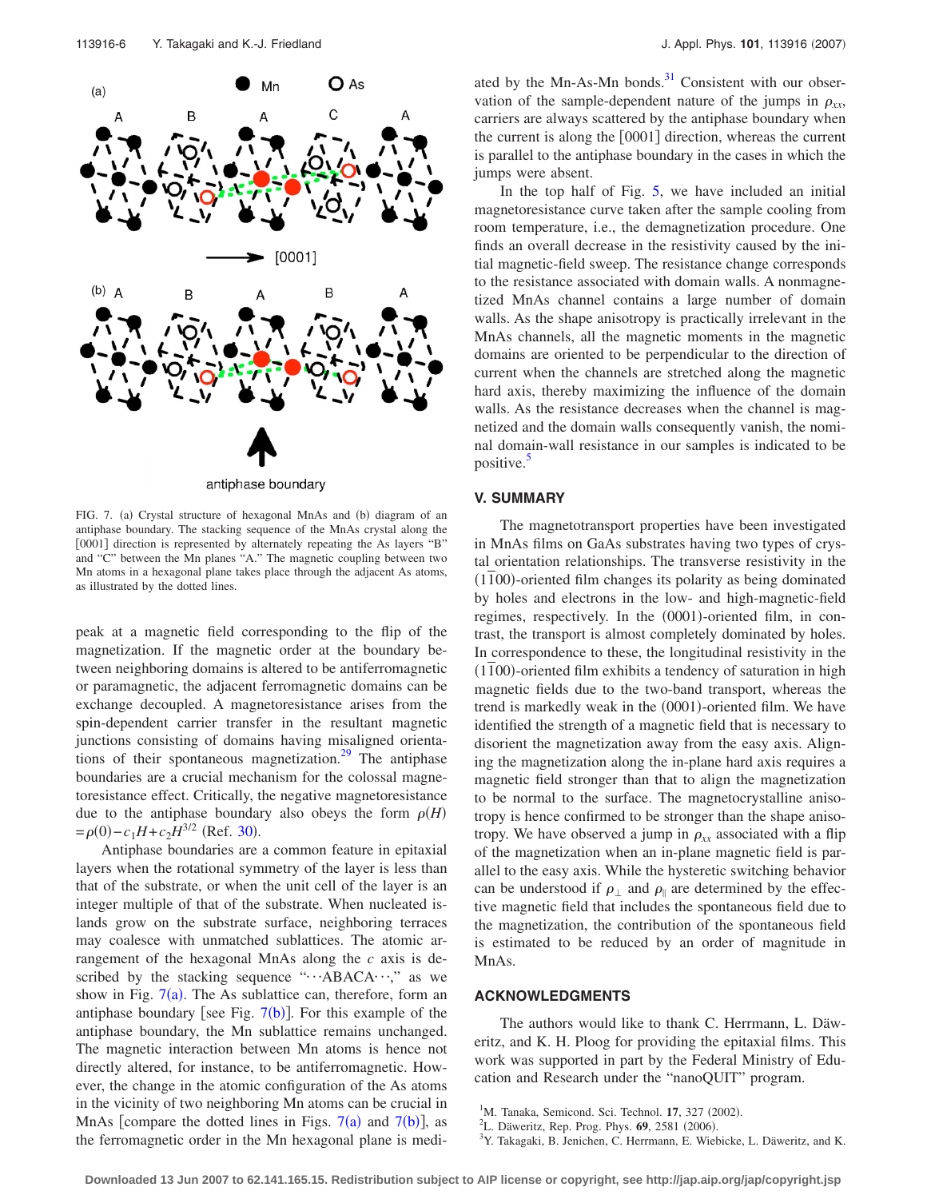FIG. 7. (a) Crystal structure of hexagonal MnAs and (b) diagram of an antiphase boundary. The stacking sequence of the MnAs crystal along the [0001] direction is represented by alternately repeating the As layers "B" and "C" between the Mn planes "A." The magnetic coupling between two Mn atoms in a hexagonal plane takes place through the adjacent As atoms, as illustrated by the dotted lines.

peak at a magnetic field corresponding to the flip of the magnetization. If the magnetic order at the boundary between neighboring domains is altered to be antiferromagnetic or paramagnetic, the adjacent ferromagnetic domains can be exchange decoupled. A magnetoresistance arises from the spin-dependent carrier transfer in the resultant magnetic junctions consisting of domains having misaligned orientations of their spontaneous magnetization.[29] The antiphase boundaries are a crucial mechanism for the colossal magnetoresistance effect. Critically, the negative magnetoresistance due to the antiphase boundary also obeys the form $\rho(H) = \rho(0) - c_1 H + c_2 H^{3/2}$ (Ref. 30).

Antiphase boundaries are a common feature in epitaxial layers when the rotational symmetry of the layer is less than that of the substrate, or when the unit cell of the layer is an integer multiple of that of the substrate. When nucleated islands grow on the substrate surface, neighboring terraces may coalesce with unmatched sublattices. The atomic arrangement of the hexagonal MnAs along the $c$ axis is described by the stacking sequence "···ABACA···," as we show in Fig. 7(a). The As sublattice can, therefore, form an antiphase boundary [see Fig. 7(b)]. For this example of the antiphase boundary, the Mn sublattice remains unchanged. The magnetic interaction between Mn atoms is hence not directly altered, for instance, to be antiferromagnetic. However, the change in the atomic configuration of the As atoms in the vicinity of two neighboring Mn atoms can be crucial in MnAs [compare the dotted lines in Figs. 7(a) and 7(b)], as the ferromagnetic order in the Mn hexagonal plane is mediated by the Mn-As-Mn bonds.[31] Consistent with our observation of the sample-dependent nature of the jumps in $\rho_{xx}$, carriers are always scattered by the antiphase boundary when the current is along the [0001] direction, whereas the current is parallel to the antiphase boundary in the cases in which the jumps were absent.

In the top half of Fig. 5, we have included an initial magnetoresistance curve taken after the sample cooling from room temperature, i.e., the demagnetization procedure. One finds an overall decrease in the resistivity caused by the initial magnetic-field sweep. The resistance change corresponds to the resistance associated with domain walls. A nonmagnetized MnAs channel contains a large number of domain walls. As the shape anisotropy is practically irrelevant in the MnAs channels, all the magnetic moments in the magnetic domains are oriented to be perpendicular to the direction of current when the channels are stretched along the magnetic hard axis, thereby maximizing the influence of the domain walls. As the resistance decreases when the channel is magnetized and the domain walls consequently vanish, the nominal domain-wall resistance in our samples is indicated to be positive.[5]

## V. SUMMARY

The magnetotransport properties have been investigated in MnAs films on GaAs substrates having two types of crystal orientation relationships. The transverse resistivity in the $(1\bar{1}00)$-oriented film changes its polarity as being dominated by holes and electrons in the low- and high-magnetic-field regimes, respectively. In the (0001)-oriented film, in contrast, the transport is almost completely dominated by holes. In correspondence to these, the longitudinal resistivity in the $(1\bar{1}00)$-oriented film exhibits a tendency of saturation in high magnetic fields due to the two-band transport, whereas the trend is markedly weak in the (0001)-oriented film. We have identified the strength of a magnetic field that is necessary to disorient the magnetization away from the easy axis. Aligning the magnetization along the in-plane hard axis requires a magnetic field stronger than that to align the magnetization to be normal to the surface. The magnetocrystalline anisotropy is hence confirmed to be stronger than the shape anisotropy. We have observed a jump in $\rho_{xx}$ associated with a flip of the magnetization when an in-plane magnetic field is parallel to the easy axis. While the hysteretic switching behavior can be understood if $\rho_\perp$ and $\rho_\parallel$ are determined by the effective magnetic field that includes the spontaneous field due to the magnetization, the contribution of the spontaneous field is estimated to be reduced by an order of magnitude in MnAs.

## ACKNOWLEDGMENTS

The authors would like to thank C. Herrmann, L. Däweritz, and K. H. Ploog for providing the epitaxial films. This work was supported in part by the Federal Ministry of Education and Research under the "nanoQUIT" program.

[1] M. Tanaka, Semicond. Sci. Technol. **17**, 327 (2002).
[2] L. Däweritz, Rep. Prog. Phys. **69**, 2581 (2006).
[3] Y. Takagaki, B. Jenichen, C. Herrmann, E. Wiebicke, L. Däweritz, and K.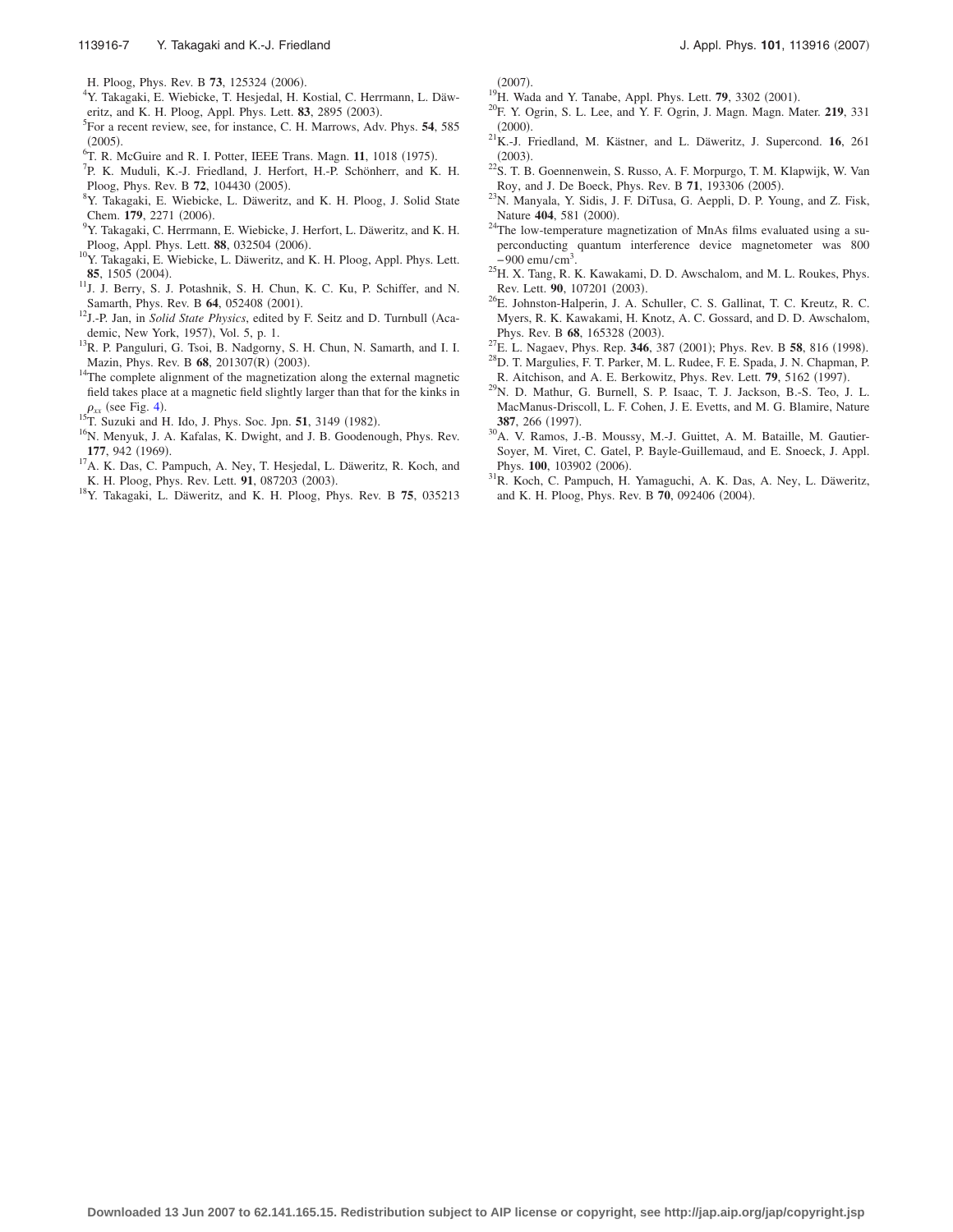H. Ploog, Phys. Rev. B **73**, 125324 (2006).

[4]Y. Takagaki, E. Wiebicke, T. Hesjedal, H. Kostial, C. Herrmann, L. Däweritz, and K. H. Ploog, Appl. Phys. Lett. **83**, 2895 (2003).

[5]For a recent review, see, for instance, C. H. Marrows, Adv. Phys. **54**, 585 (2005).

[6]T. R. McGuire and R. I. Potter, IEEE Trans. Magn. **11**, 1018 (1975).

[7]P. K. Muduli, K.-J. Friedland, J. Herfort, H.-P. Schönherr, and K. H. Ploog, Phys. Rev. B **72**, 104430 (2005).

[8]Y. Takagaki, E. Wiebicke, L. Däweritz, and K. H. Ploog, J. Solid State Chem. **179**, 2271 (2006).

[9]Y. Takagaki, C. Herrmann, E. Wiebicke, J. Herfort, L. Däweritz, and K. H. Ploog, Appl. Phys. Lett. **88**, 032504 (2006).

[10]Y. Takagaki, E. Wiebicke, L. Däweritz, and K. H. Ploog, Appl. Phys. Lett. **85**, 1505 (2004).

[11]J. J. Berry, S. J. Potashnik, S. H. Chun, K. C. Ku, P. Schiffer, and N. Samarth, Phys. Rev. B **64**, 052408 (2001).

[12]J.-P. Jan, in *Solid State Physics*, edited by F. Seitz and D. Turnbull (Academic, New York, 1957), Vol. 5, p. 1.

[13]R. P. Panguluri, G. Tsoi, B. Nadgorny, S. H. Chun, N. Samarth, and I. I. Mazin, Phys. Rev. B **68**, 201307(R) (2003).

[14]The complete alignment of the magnetization along the external magnetic field takes place at a magnetic field slightly larger than that for the kinks in $\rho_{xx}$ (see Fig. 4).

[15]T. Suzuki and H. Ido, J. Phys. Soc. Jpn. **51**, 3149 (1982).

[16]N. Menyuk, J. A. Kafalas, K. Dwight, and J. B. Goodenough, Phys. Rev. **177**, 942 (1969).

[17]A. K. Das, C. Pampuch, A. Ney, T. Hesjedal, L. Däweritz, R. Koch, and K. H. Ploog, Phys. Rev. Lett. **91**, 087203 (2003).

[18]Y. Takagaki, L. Däweritz, and K. H. Ploog, Phys. Rev. B **75**, 035213 (2007).

[19]H. Wada and Y. Tanabe, Appl. Phys. Lett. **79**, 3302 (2001).

[20]F. Y. Ogrin, S. L. Lee, and Y. F. Ogrin, J. Magn. Magn. Mater. **219**, 331 (2000).

[21]K.-J. Friedland, M. Kästner, and L. Däweritz, J. Supercond. **16**, 261 (2003).

[22]S. T. B. Goennenwein, S. Russo, A. F. Morpurgo, T. M. Klapwijk, W. Van Roy, and J. De Boeck, Phys. Rev. B **71**, 193306 (2005).

[23]N. Manyala, Y. Sidis, J. F. DiTusa, G. Aeppli, D. P. Young, and Z. Fisk, Nature **404**, 581 (2000).

[24]The low-temperature magnetization of MnAs films evaluated using a superconducting quantum interference device magnetometer was 800 $-900$ emu/cm$^3$.

[25]H. X. Tang, R. K. Kawakami, D. D. Awschalom, and M. L. Roukes, Phys. Rev. Lett. **90**, 107201 (2003).

[26]E. Johnston-Halperin, J. A. Schuller, C. S. Gallinat, T. C. Kreutz, R. C. Myers, R. K. Kawakami, H. Knotz, A. C. Gossard, and D. D. Awschalom, Phys. Rev. B **68**, 165328 (2003).

[27]E. L. Nagaev, Phys. Rep. **346**, 387 (2001); Phys. Rev. B **58**, 816 (1998).

[28]D. T. Margulies, F. T. Parker, M. L. Rudee, F. E. Spada, J. N. Chapman, P. R. Aitchison, and A. E. Berkowitz, Phys. Rev. Lett. **79**, 5162 (1997).

[29]N. D. Mathur, G. Burnell, S. P. Isaac, T. J. Jackson, B.-S. Teo, J. L. MacManus-Driscoll, L. F. Cohen, J. E. Evetts, and M. G. Blamire, Nature **387**, 266 (1997).

[30]A. V. Ramos, J.-B. Moussy, M.-J. Guittet, A. M. Bataille, M. Gautier-Soyer, M. Viret, C. Gatel, P. Bayle-Guillemaud, and E. Snoeck, J. Appl. Phys. **100**, 103902 (2006).

[31]R. Koch, C. Pampuch, H. Yamaguchi, A. K. Das, A. Ney, L. Däweritz, and K. H. Ploog, Phys. Rev. B **70**, 092406 (2004).